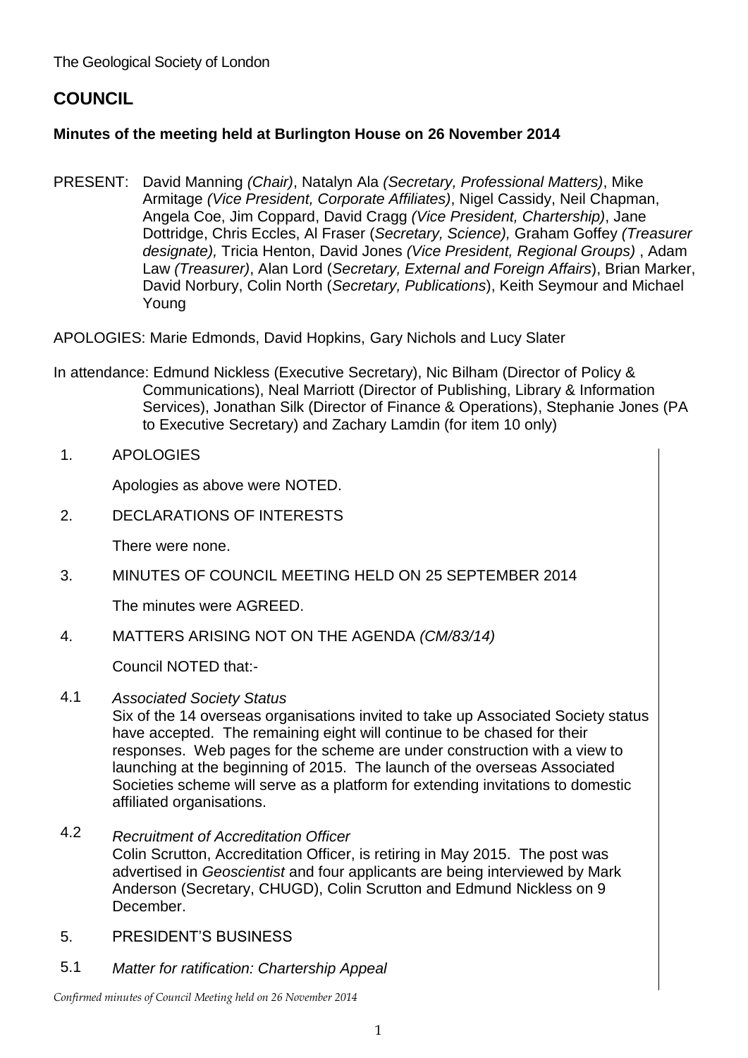The Geological Society of London

# COUNCIL

**Minutes of the meeting held at Burlington House on 26 November 2014**

PRESENT: David Manning *(Chair)*, Natalyn Ala *(Secretary, Professional Matters)*, Mike Armitage *(Vice President, Corporate Affiliates)*, Nigel Cassidy, Neil Chapman, Angela Coe, Jim Coppard, David Cragg *(Vice President, Chartership)*, Jane Dottridge, Chris Eccles, Al Fraser (*Secretary, Science),* Graham Goffey *(Treasurer designate),* Tricia Henton, David Jones *(Vice President, Regional Groups)* , Adam Law *(Treasurer)*, Alan Lord (*Secretary, External and Foreign Affairs*), Brian Marker, David Norbury, Colin North (*Secretary, Publications*), Keith Seymour and Michael Young

APOLOGIES: Marie Edmonds, David Hopkins, Gary Nichols and Lucy Slater

In attendance: Edmund Nickless (Executive Secretary), Nic Bilham (Director of Policy & Communications), Neal Marriott (Director of Publishing, Library & Information Services), Jonathan Silk (Director of Finance & Operations), Stephanie Jones (PA to Executive Secretary) and Zachary Lamdin (for item 10 only)

1. APOLOGIES

   Apologies as above were NOTED.

2. DECLARATIONS OF INTERESTS

   There were none.

3. MINUTES OF COUNCIL MEETING HELD ON 25 SEPTEMBER 2014

   The minutes were AGREED.

4. MATTERS ARISING NOT ON THE AGENDA *(CM/83/14)*

   Council NOTED that:-

4.1 *Associated Society Status*

   Six of the 14 overseas organisations invited to take up Associated Society status have accepted. The remaining eight will continue to be chased for their responses. Web pages for the scheme are under construction with a view to launching at the beginning of 2015. The launch of the overseas Associated Societies scheme will serve as a platform for extending invitations to domestic affiliated organisations.

4.2 *Recruitment of Accreditation Officer*

   Colin Scrutton, Accreditation Officer, is retiring in May 2015. The post was advertised in *Geoscientist* and four applicants are being interviewed by Mark Anderson (Secretary, CHUGD), Colin Scrutton and Edmund Nickless on 9 December.

5. PRESIDENT'S BUSINESS

5.1 *Matter for ratification: Chartership Appeal*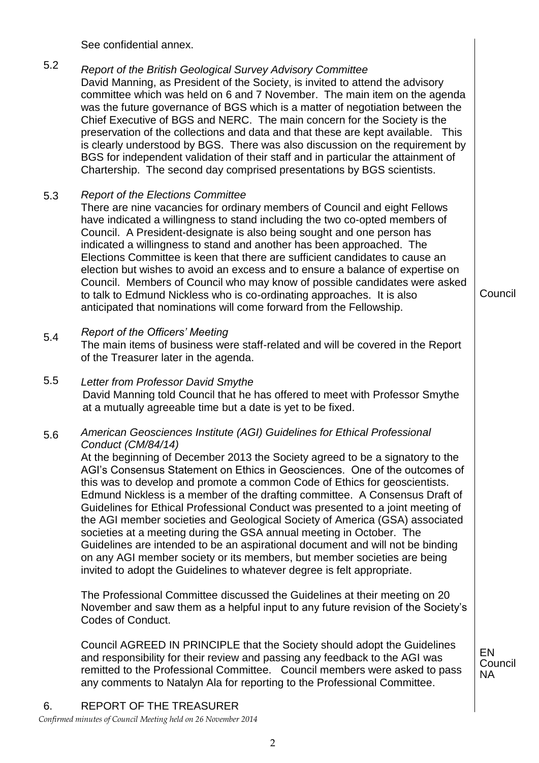See confidential annex.

5.2 *Report of the British Geological Survey Advisory Committee*

David Manning, as President of the Society, is invited to attend the advisory committee which was held on 6 and 7 November. The main item on the agenda was the future governance of BGS which is a matter of negotiation between the Chief Executive of BGS and NERC. The main concern for the Society is the preservation of the collections and data and that these are kept available. This is clearly understood by BGS. There was also discussion on the requirement by BGS for independent validation of their staff and in particular the attainment of Chartership. The second day comprised presentations by BGS scientists.

5.3 *Report of the Elections Committee*

There are nine vacancies for ordinary members of Council and eight Fellows have indicated a willingness to stand including the two co-opted members of Council. A President-designate is also being sought and one person has indicated a willingness to stand and another has been approached. The Elections Committee is keen that there are sufficient candidates to cause an election but wishes to avoid an excess and to ensure a balance of expertise on Council. Members of Council who may know of possible candidates were asked to talk to Edmund Nickless who is co-ordinating approaches. It is also anticipated that nominations will come forward from the Fellowship. **Council**

5.4 *Report of the Officers' Meeting*

The main items of business were staff-related and will be covered in the Report of the Treasurer later in the agenda.

5.5 *Letter from Professor David Smythe*

David Manning told Council that he has offered to meet with Professor Smythe at a mutually agreeable time but a date is yet to be fixed.

5.6 *American Geosciences Institute (AGI) Guidelines for Ethical Professional Conduct (CM/84/14)*

At the beginning of December 2013 the Society agreed to be a signatory to the AGI's Consensus Statement on Ethics in Geosciences. One of the outcomes of this was to develop and promote a common Code of Ethics for geoscientists. Edmund Nickless is a member of the drafting committee. A Consensus Draft of Guidelines for Ethical Professional Conduct was presented to a joint meeting of the AGI member societies and Geological Society of America (GSA) associated societies at a meeting during the GSA annual meeting in October. The Guidelines are intended to be an aspirational document and will not be binding on any AGI member society or its members, but member societies are being invited to adopt the Guidelines to whatever degree is felt appropriate.

The Professional Committee discussed the Guidelines at their meeting on 20 November and saw them as a helpful input to any future revision of the Society's Codes of Conduct.

Council AGREED IN PRINCIPLE that the Society should adopt the Guidelines and responsibility for their review and passing any feedback to the AGI was remitted to the Professional Committee. Council members were asked to pass any comments to Natalyn Ala for reporting to the Professional Committee. **EN Council NA**

## 6. REPORT OF THE TREASURER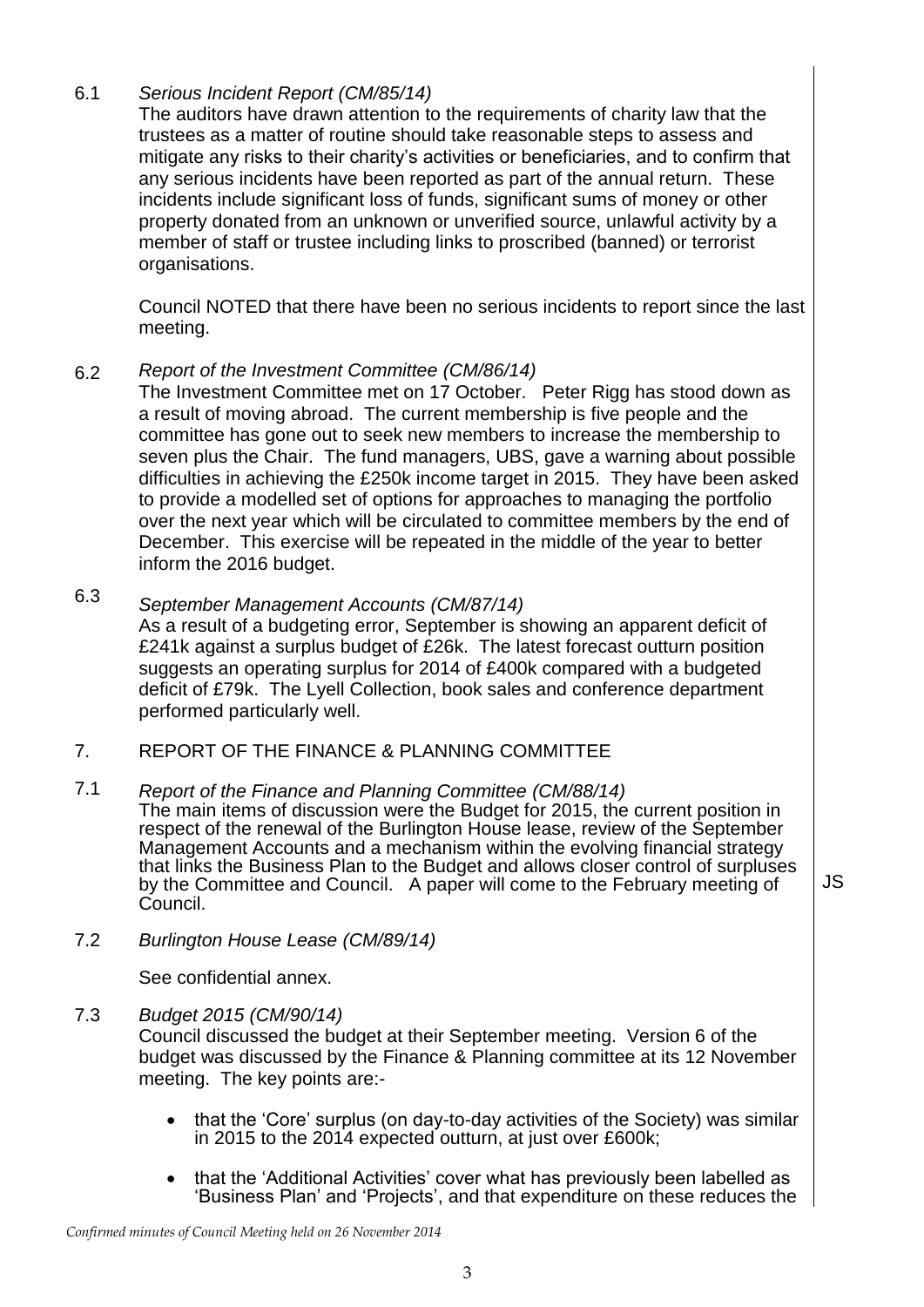6.1 *Serious Incident Report (CM/85/14)*

The auditors have drawn attention to the requirements of charity law that the trustees as a matter of routine should take reasonable steps to assess and mitigate any risks to their charity's activities or beneficiaries, and to confirm that any serious incidents have been reported as part of the annual return. These incidents include significant loss of funds, significant sums of money or other property donated from an unknown or unverified source, unlawful activity by a member of staff or trustee including links to proscribed (banned) or terrorist organisations.

Council NOTED that there have been no serious incidents to report since the last meeting.

6.2 *Report of the Investment Committee (CM/86/14)*

The Investment Committee met on 17 October. Peter Rigg has stood down as a result of moving abroad. The current membership is five people and the committee has gone out to seek new members to increase the membership to seven plus the Chair. The fund managers, UBS, gave a warning about possible difficulties in achieving the £250k income target in 2015. They have been asked to provide a modelled set of options for approaches to managing the portfolio over the next year which will be circulated to committee members by the end of December. This exercise will be repeated in the middle of the year to better inform the 2016 budget.

6.3 *September Management Accounts (CM/87/14)*

As a result of a budgeting error, September is showing an apparent deficit of £241k against a surplus budget of £26k. The latest forecast outturn position suggests an operating surplus for 2014 of £400k compared with a budgeted deficit of £79k. The Lyell Collection, book sales and conference department performed particularly well.

## 7. REPORT OF THE FINANCE & PLANNING COMMITTEE

7.1 *Report of the Finance and Planning Committee (CM/88/14)*

The main items of discussion were the Budget for 2015, the current position in respect of the renewal of the Burlington House lease, review of the September Management Accounts and a mechanism within the evolving financial strategy that links the Business Plan to the Budget and allows closer control of surpluses by the Committee and Council. A paper will come to the February meeting of Council. **JS**

7.2 *Burlington House Lease (CM/89/14)*

See confidential annex.

7.3 *Budget 2015 (CM/90/14)*

Council discussed the budget at their September meeting. Version 6 of the budget was discussed by the Finance & Planning committee at its 12 November meeting. The key points are:-

- that the 'Core' surplus (on day-to-day activities of the Society) was similar in 2015 to the 2014 expected outturn, at just over £600k;
- that the 'Additional Activities' cover what has previously been labelled as 'Business Plan' and 'Projects', and that expenditure on these reduces the

*Confirmed minutes of Council Meeting held on 26 November 2014*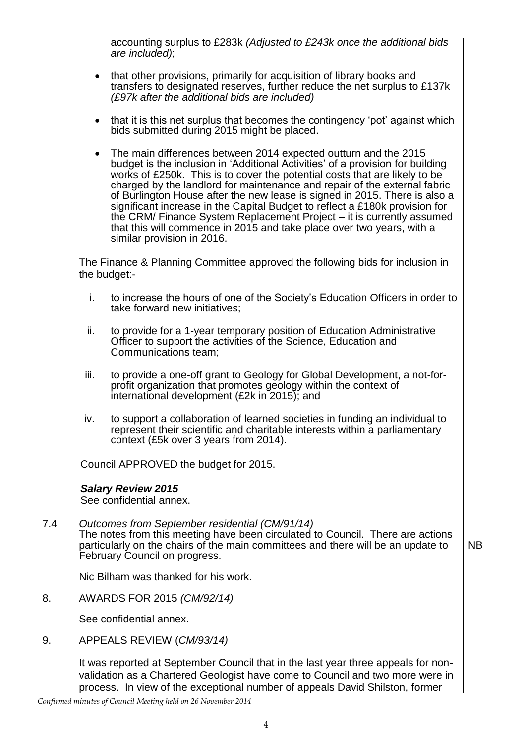accounting surplus to £283k *(Adjusted to £243k once the additional bids are included)*;

- that other provisions, primarily for acquisition of library books and transfers to designated reserves, further reduce the net surplus to £137k *(£97k after the additional bids are included)*
- that it is this net surplus that becomes the contingency 'pot' against which bids submitted during 2015 might be placed.
- The main differences between 2014 expected outturn and the 2015 budget is the inclusion in 'Additional Activities' of a provision for building works of £250k. This is to cover the potential costs that are likely to be charged by the landlord for maintenance and repair of the external fabric of Burlington House after the new lease is signed in 2015. There is also a significant increase in the Capital Budget to reflect a £180k provision for the CRM/ Finance System Replacement Project – it is currently assumed that this will commence in 2015 and take place over two years, with a similar provision in 2016.

The Finance & Planning Committee approved the following bids for inclusion in the budget:-

i. to increase the hours of one of the Society's Education Officers in order to take forward new initiatives;

ii. to provide for a 1-year temporary position of Education Administrative Officer to support the activities of the Science, Education and Communications team;

iii. to provide a one-off grant to Geology for Global Development, a not-for-profit organization that promotes geology within the context of international development (£2k in 2015); and

iv. to support a collaboration of learned societies in funding an individual to represent their scientific and charitable interests within a parliamentary context (£5k over 3 years from 2014).

Council APPROVED the budget for 2015.

***Salary Review 2015***

See confidential annex.

7.4 *Outcomes from September residential (CM/91/14)*

The notes from this meeting have been circulated to Council. There are actions particularly on the chairs of the main committees and there will be an update to February Council on progress. **NB**

Nic Bilham was thanked for his work.

8. AWARDS FOR 2015 *(CM/92/14)*

See confidential annex.

9. APPEALS REVIEW (*CM/93/14)*

It was reported at September Council that in the last year three appeals for non-validation as a Chartered Geologist have come to Council and two more were in process. In view of the exceptional number of appeals David Shilston, former

*Confirmed minutes of Council Meeting held on 26 November 2014*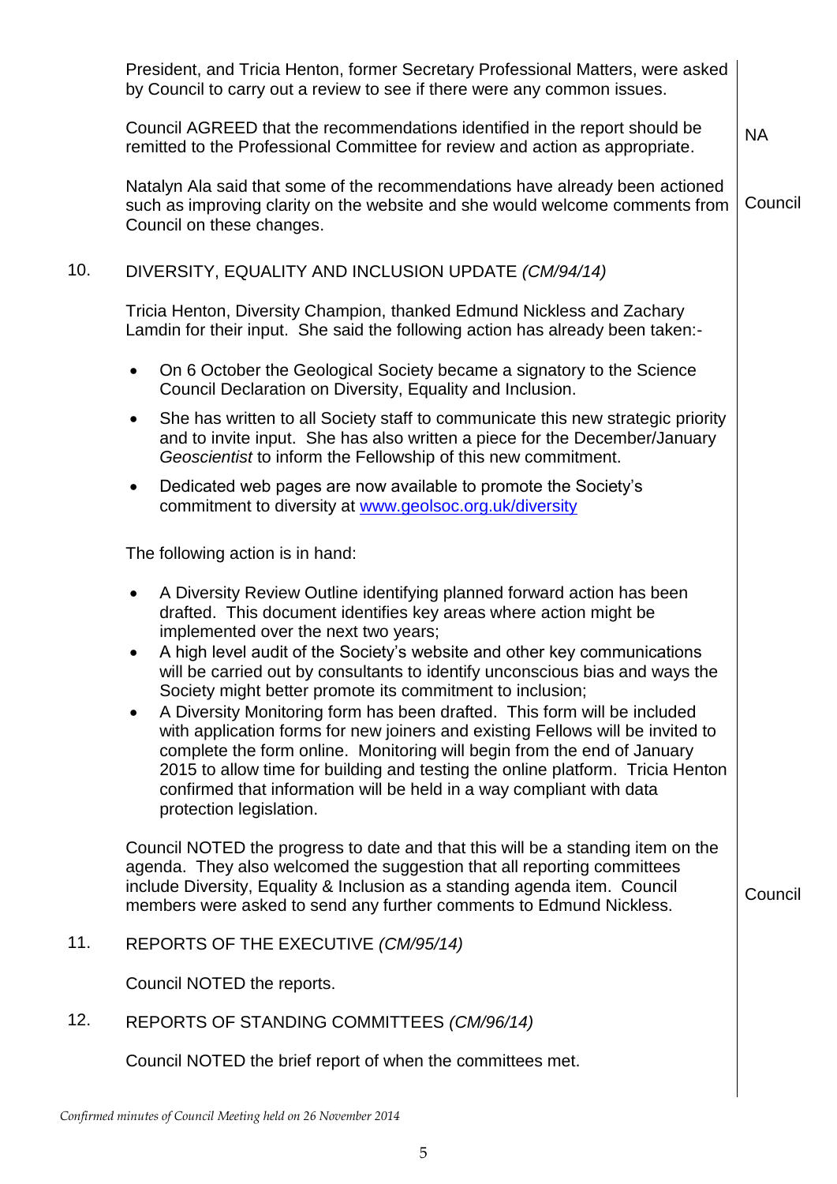President, and Tricia Henton, former Secretary Professional Matters, were asked by Council to carry out a review to see if there were any common issues.

Council AGREED that the recommendations identified in the report should be remitted to the Professional Committee for review and action as appropriate. **NA**

Natalyn Ala said that some of the recommendations have already been actioned such as improving clarity on the website and she would welcome comments from Council on these changes. **Council**

## 10. DIVERSITY, EQUALITY AND INCLUSION UPDATE *(CM/94/14)*

Tricia Henton, Diversity Champion, thanked Edmund Nickless and Zachary Lamdin for their input. She said the following action has already been taken:-

- On 6 October the Geological Society became a signatory to the Science Council Declaration on Diversity, Equality and Inclusion.
- She has written to all Society staff to communicate this new strategic priority and to invite input. She has also written a piece for the December/January *Geoscientist* to inform the Fellowship of this new commitment.
- Dedicated web pages are now available to promote the Society's commitment to diversity at [www.geolsoc.org.uk/diversity](http://www.geolsoc.org.uk/diversity)

The following action is in hand:

- A Diversity Review Outline identifying planned forward action has been drafted. This document identifies key areas where action might be implemented over the next two years;
- A high level audit of the Society's website and other key communications will be carried out by consultants to identify unconscious bias and ways the Society might better promote its commitment to inclusion;
- A Diversity Monitoring form has been drafted. This form will be included with application forms for new joiners and existing Fellows will be invited to complete the form online. Monitoring will begin from the end of January 2015 to allow time for building and testing the online platform. Tricia Henton confirmed that information will be held in a way compliant with data protection legislation.

Council NOTED the progress to date and that this will be a standing item on the agenda. They also welcomed the suggestion that all reporting committees include Diversity, Equality & Inclusion as a standing agenda item. Council members were asked to send any further comments to Edmund Nickless. **Council**

## 11. REPORTS OF THE EXECUTIVE *(CM/95/14)*

Council NOTED the reports.

## 12. REPORTS OF STANDING COMMITTEES *(CM/96/14)*

Council NOTED the brief report of when the committees met.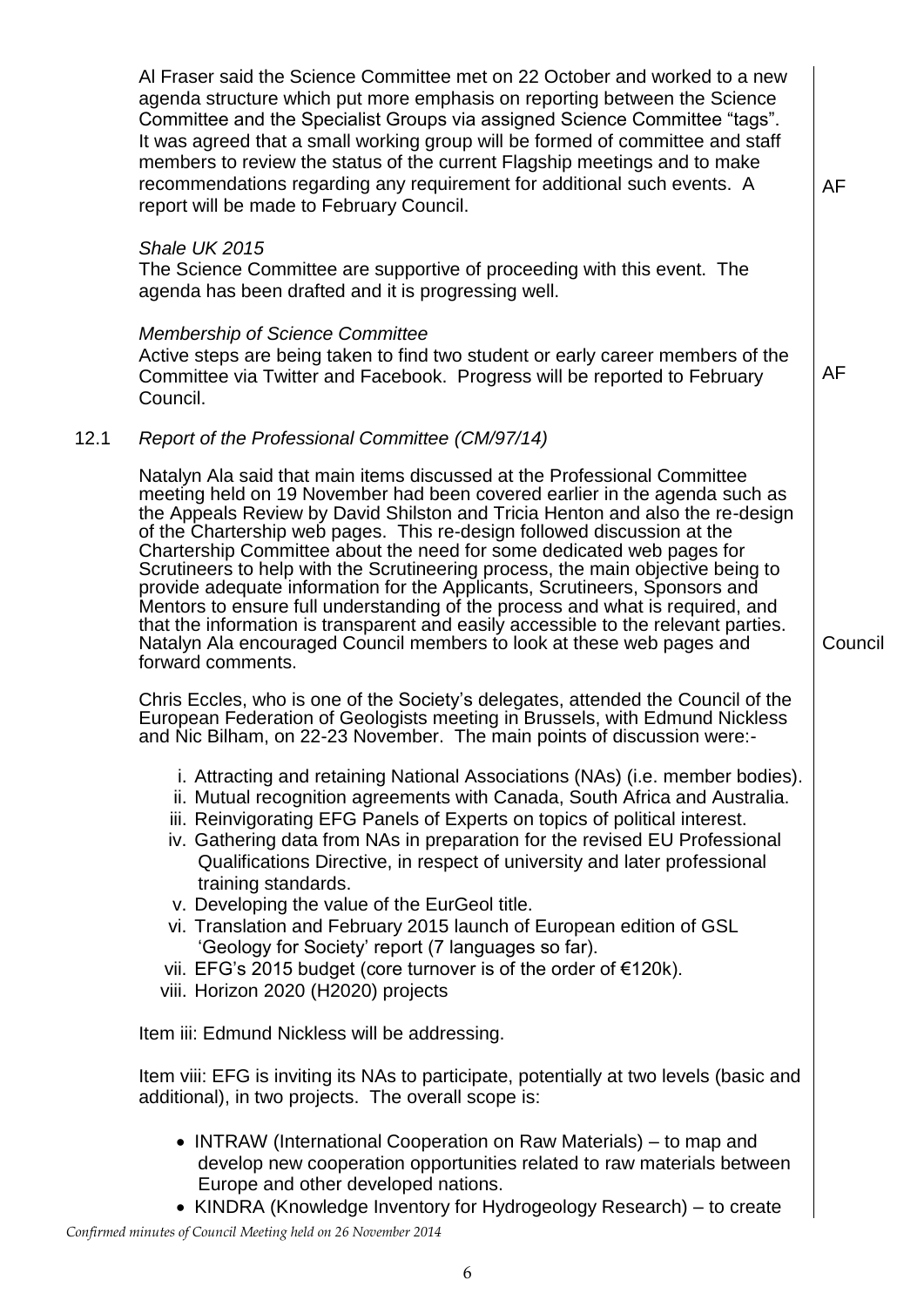Al Fraser said the Science Committee met on 22 October and worked to a new agenda structure which put more emphasis on reporting between the Science Committee and the Specialist Groups via assigned Science Committee "tags". It was agreed that a small working group will be formed of committee and staff members to review the status of the current Flagship meetings and to make recommendations regarding any requirement for additional such events. A report will be made to February Council. **AF**

*Shale UK 2015*
The Science Committee are supportive of proceeding with this event. The agenda has been drafted and it is progressing well.

*Membership of Science Committee*
Active steps are being taken to find two student or early career members of the Committee via Twitter and Facebook. Progress will be reported to February Council. **AF**

12.1 *Report of the Professional Committee (CM/97/14)*

Natalyn Ala said that main items discussed at the Professional Committee meeting held on 19 November had been covered earlier in the agenda such as the Appeals Review by David Shilston and Tricia Henton and also the re-design of the Chartership web pages. This re-design followed discussion at the Chartership Committee about the need for some dedicated web pages for Scrutineers to help with the Scrutineering process, the main objective being to provide adequate information for the Applicants, Scrutineers, Sponsors and Mentors to ensure full understanding of the process and what is required, and that the information is transparent and easily accessible to the relevant parties. Natalyn Ala encouraged Council members to look at these web pages and forward comments. **Council**

Chris Eccles, who is one of the Society's delegates, attended the Council of the European Federation of Geologists meeting in Brussels, with Edmund Nickless and Nic Bilham, on 22-23 November. The main points of discussion were:-

i. Attracting and retaining National Associations (NAs) (i.e. member bodies).
ii. Mutual recognition agreements with Canada, South Africa and Australia.
iii. Reinvigorating EFG Panels of Experts on topics of political interest.
iv. Gathering data from NAs in preparation for the revised EU Professional Qualifications Directive, in respect of university and later professional training standards.
v. Developing the value of the EurGeol title.
vi. Translation and February 2015 launch of European edition of GSL 'Geology for Society' report (7 languages so far).
vii. EFG's 2015 budget (core turnover is of the order of €120k).
viii. Horizon 2020 (H2020) projects

Item iii: Edmund Nickless will be addressing.

Item viii: EFG is inviting its NAs to participate, potentially at two levels (basic and additional), in two projects. The overall scope is:

- INTRAW (International Cooperation on Raw Materials) – to map and develop new cooperation opportunities related to raw materials between Europe and other developed nations.
- KINDRA (Knowledge Inventory for Hydrogeology Research) – to create

*Confirmed minutes of Council Meeting held on 26 November 2014*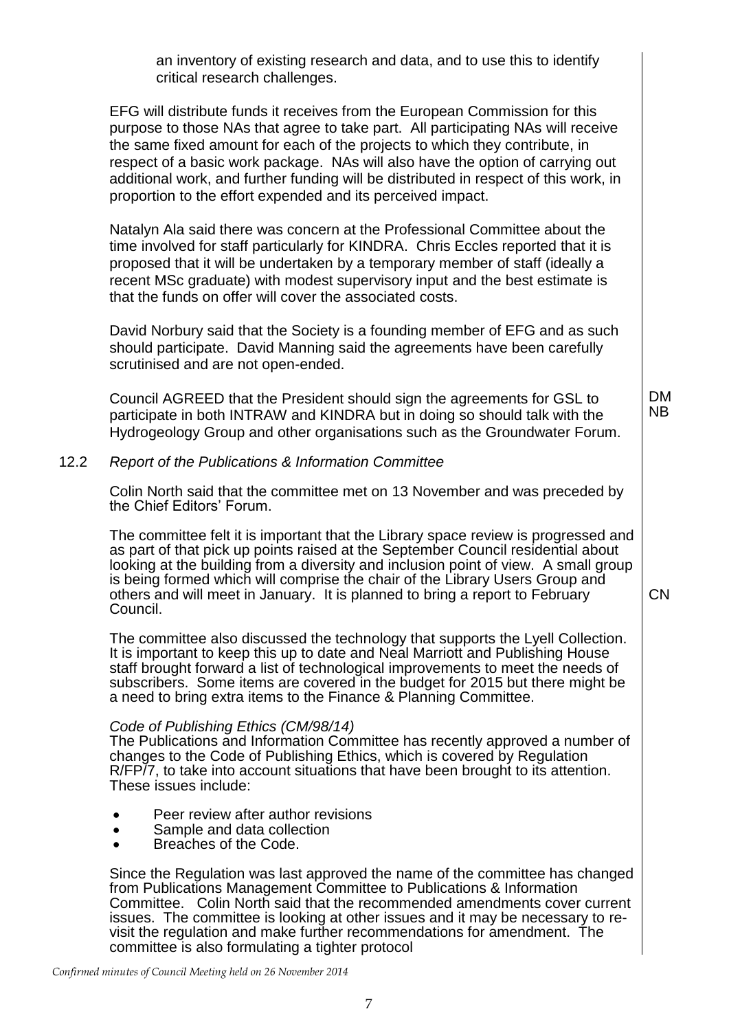an inventory of existing research and data, and to use this to identify critical research challenges.

EFG will distribute funds it receives from the European Commission for this purpose to those NAs that agree to take part. All participating NAs will receive the same fixed amount for each of the projects to which they contribute, in respect of a basic work package. NAs will also have the option of carrying out additional work, and further funding will be distributed in respect of this work, in proportion to the effort expended and its perceived impact.

Natalyn Ala said there was concern at the Professional Committee about the time involved for staff particularly for KINDRA. Chris Eccles reported that it is proposed that it will be undertaken by a temporary member of staff (ideally a recent MSc graduate) with modest supervisory input and the best estimate is that the funds on offer will cover the associated costs.

David Norbury said that the Society is a founding member of EFG and as such should participate. David Manning said the agreements have been carefully scrutinised and are not open-ended.

Council AGREED that the President should sign the agreements for GSL to participate in both INTRAW and KINDRA but in doing so should talk with the Hydrogeology Group and other organisations such as the Groundwater Forum. **DM NB**

12.2 *Report of the Publications & Information Committee*

Colin North said that the committee met on 13 November and was preceded by the Chief Editors' Forum.

The committee felt it is important that the Library space review is progressed and as part of that pick up points raised at the September Council residential about looking at the building from a diversity and inclusion point of view. A small group is being formed which will comprise the chair of the Library Users Group and others and will meet in January. It is planned to bring a report to February Council. **CN**

The committee also discussed the technology that supports the Lyell Collection. It is important to keep this up to date and Neal Marriott and Publishing House staff brought forward a list of technological improvements to meet the needs of subscribers. Some items are covered in the budget for 2015 but there might be a need to bring extra items to the Finance & Planning Committee.

*Code of Publishing Ethics (CM/98/14)*
The Publications and Information Committee has recently approved a number of changes to the Code of Publishing Ethics, which is covered by Regulation R/FP/7, to take into account situations that have been brought to its attention. These issues include:

- Peer review after author revisions
- Sample and data collection
- Breaches of the Code.

Since the Regulation was last approved the name of the committee has changed from Publications Management Committee to Publications & Information Committee. Colin North said that the recommended amendments cover current issues. The committee is looking at other issues and it may be necessary to re-visit the regulation and make further recommendations for amendment. The committee is also formulating a tighter protocol

*Confirmed minutes of Council Meeting held on 26 November 2014*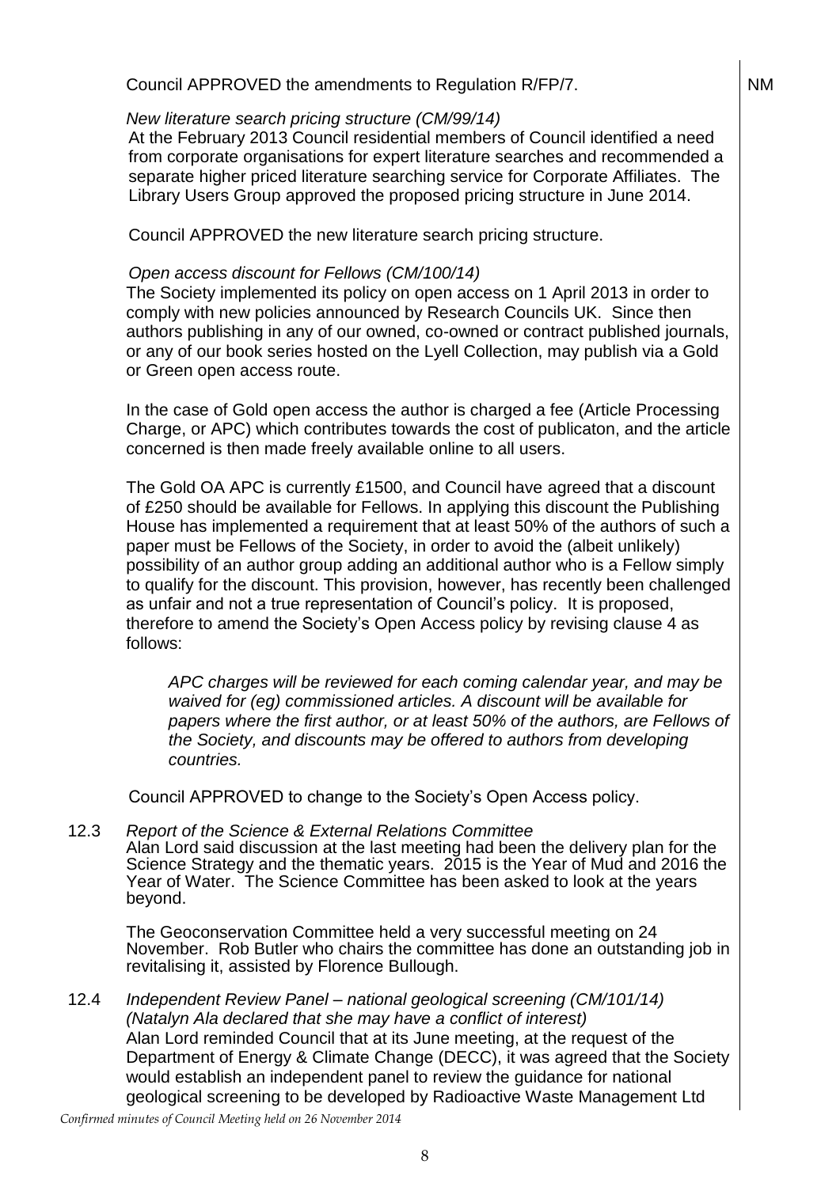Council APPROVED the amendments to Regulation R/FP/7. NM

*New literature search pricing structure (CM/99/14)*

At the February 2013 Council residential members of Council identified a need from corporate organisations for expert literature searches and recommended a separate higher priced literature searching service for Corporate Affiliates. The Library Users Group approved the proposed pricing structure in June 2014.

Council APPROVED the new literature search pricing structure.

*Open access discount for Fellows (CM/100/14)*

The Society implemented its policy on open access on 1 April 2013 in order to comply with new policies announced by Research Councils UK. Since then authors publishing in any of our owned, co-owned or contract published journals, or any of our book series hosted on the Lyell Collection, may publish via a Gold or Green open access route.

In the case of Gold open access the author is charged a fee (Article Processing Charge, or APC) which contributes towards the cost of publicaton, and the article concerned is then made freely available online to all users.

The Gold OA APC is currently £1500, and Council have agreed that a discount of £250 should be available for Fellows. In applying this discount the Publishing House has implemented a requirement that at least 50% of the authors of such a paper must be Fellows of the Society, in order to avoid the (albeit unlikely) possibility of an author group adding an additional author who is a Fellow simply to qualify for the discount. This provision, however, has recently been challenged as unfair and not a true representation of Council's policy. It is proposed, therefore to amend the Society's Open Access policy by revising clause 4 as follows:

> *APC charges will be reviewed for each coming calendar year, and may be waived for (eg) commissioned articles. A discount will be available for papers where the first author, or at least 50% of the authors, are Fellows of the Society, and discounts may be offered to authors from developing countries.*

Council APPROVED to change to the Society's Open Access policy.

12.3 *Report of the Science & External Relations Committee*

Alan Lord said discussion at the last meeting had been the delivery plan for the Science Strategy and the thematic years. 2015 is the Year of Mud and 2016 the Year of Water. The Science Committee has been asked to look at the years beyond.

The Geoconservation Committee held a very successful meeting on 24 November. Rob Butler who chairs the committee has done an outstanding job in revitalising it, assisted by Florence Bullough.

12.4 *Independent Review Panel – national geological screening (CM/101/14)*
*(Natalyn Ala declared that she may have a conflict of interest)*

Alan Lord reminded Council that at its June meeting, at the request of the Department of Energy & Climate Change (DECC), it was agreed that the Society would establish an independent panel to review the guidance for national geological screening to be developed by Radioactive Waste Management Ltd

*Confirmed minutes of Council Meeting held on 26 November 2014*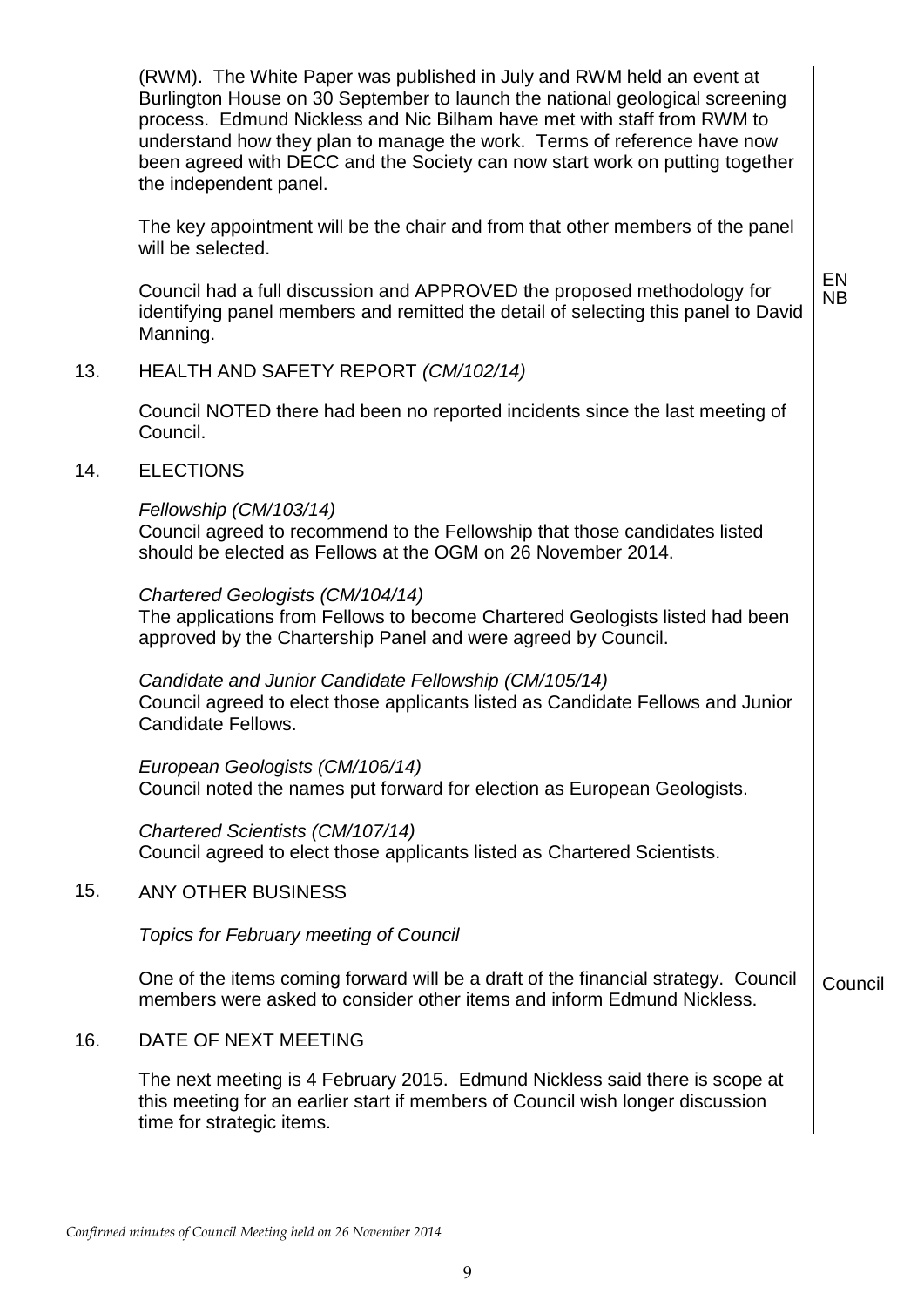(RWM). The White Paper was published in July and RWM held an event at Burlington House on 30 September to launch the national geological screening process. Edmund Nickless and Nic Bilham have met with staff from RWM to understand how they plan to manage the work. Terms of reference have now been agreed with DECC and the Society can now start work on putting together the independent panel.

The key appointment will be the chair and from that other members of the panel will be selected.

Council had a full discussion and APPROVED the proposed methodology for identifying panel members and remitted the detail of selecting this panel to David Manning. — EN NB

## 13. HEALTH AND SAFETY REPORT *(CM/102/14)*

Council NOTED there had been no reported incidents since the last meeting of Council.

## 14. ELECTIONS

*Fellowship (CM/103/14)*
Council agreed to recommend to the Fellowship that those candidates listed should be elected as Fellows at the OGM on 26 November 2014.

*Chartered Geologists (CM/104/14)*
The applications from Fellows to become Chartered Geologists listed had been approved by the Chartership Panel and were agreed by Council.

*Candidate and Junior Candidate Fellowship (CM/105/14)*
Council agreed to elect those applicants listed as Candidate Fellows and Junior Candidate Fellows.

*European Geologists (CM/106/14)*
Council noted the names put forward for election as European Geologists.

*Chartered Scientists (CM/107/14)*
Council agreed to elect those applicants listed as Chartered Scientists.

## 15. ANY OTHER BUSINESS

*Topics for February meeting of Council*

One of the items coming forward will be a draft of the financial strategy. Council members were asked to consider other items and inform Edmund Nickless. — Council

## 16. DATE OF NEXT MEETING

The next meeting is 4 February 2015. Edmund Nickless said there is scope at this meeting for an earlier start if members of Council wish longer discussion time for strategic items.

*Confirmed minutes of Council Meeting held on 26 November 2014*